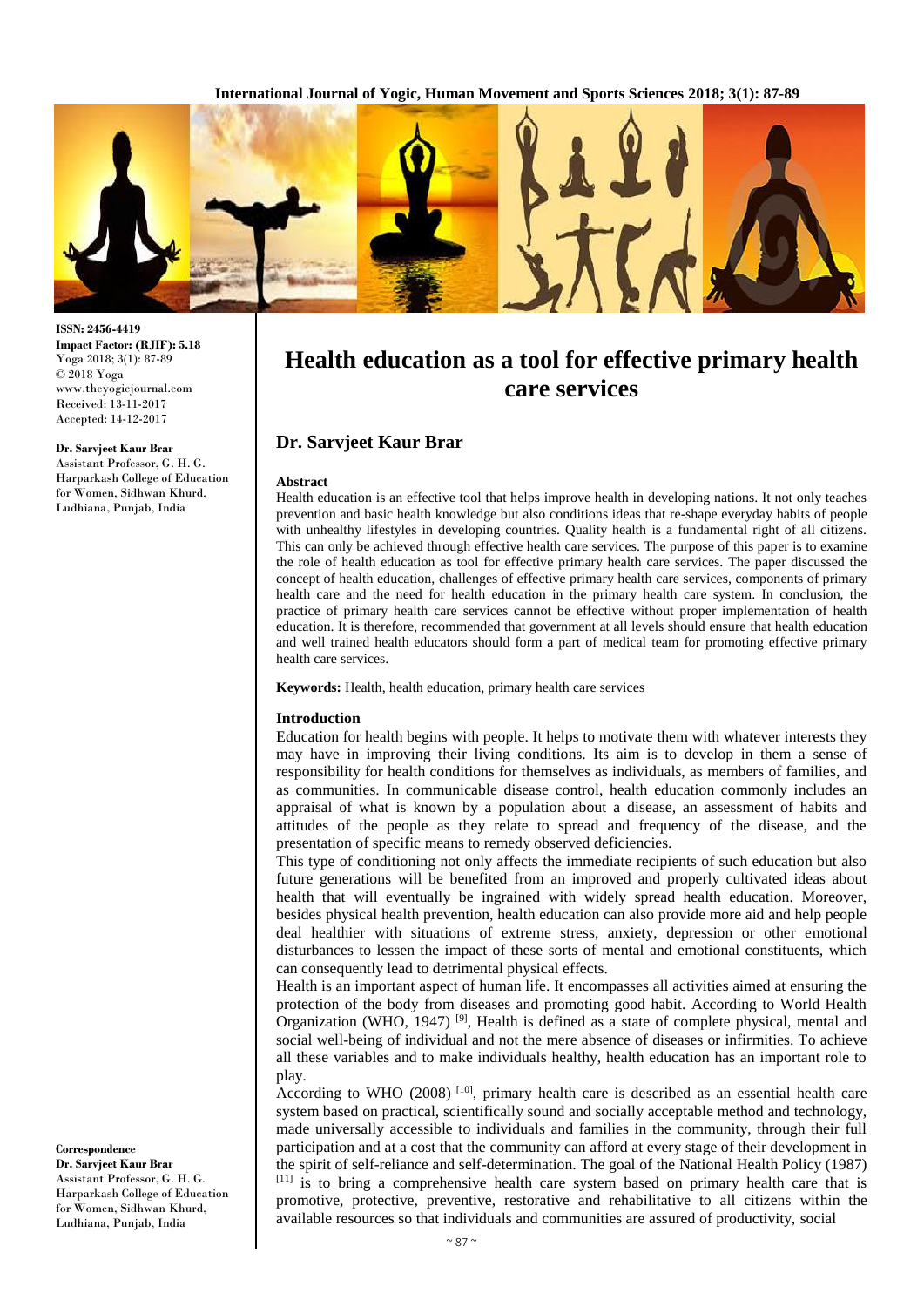ISSN: 2456-4419
**Impact Factor: (RJIF): 5.18**
Yoga 2018; 3(1): 87-89
© 2018 Yoga
www.theyogicjournal.com
Received: 13-11-2017
Accepted: 14-12-2017

**Dr. Sarvjeet Kaur Brar**
Assistant Professor, G. H. G. Harparkash College of Education for Women, Sidhwan Khurd, Ludhiana, Punjab, India

**Correspondence**
**Dr. Sarvjeet Kaur Brar**
Assistant Professor, G. H. G. Harparkash College of Education for Women, Sidhwan Khurd, Ludhiana, Punjab, India

# Health education as a tool for effective primary health care services

## Dr. Sarvjeet Kaur Brar

### Abstract

Health education is an effective tool that helps improve health in developing nations. It not only teaches prevention and basic health knowledge but also conditions ideas that re-shape everyday habits of people with unhealthy lifestyles in developing countries. Quality health is a fundamental right of all citizens. This can only be achieved through effective health care services. The purpose of this paper is to examine the role of health education as tool for effective primary health care services. The paper discussed the concept of health education, challenges of effective primary health care services, components of primary health care and the need for health education in the primary health care system. In conclusion, the practice of primary health care services cannot be effective without proper implementation of health education. It is therefore, recommended that government at all levels should ensure that health education and well trained health educators should form a part of medical team for promoting effective primary health care services.

**Keywords:** Health, health education, primary health care services

### Introduction

Education for health begins with people. It helps to motivate them with whatever interests they may have in improving their living conditions. Its aim is to develop in them a sense of responsibility for health conditions for themselves as individuals, as members of families, and as communities. In communicable disease control, health education commonly includes an appraisal of what is known by a population about a disease, an assessment of habits and attitudes of the people as they relate to spread and frequency of the disease, and the presentation of specific means to remedy observed deficiencies.

This type of conditioning not only affects the immediate recipients of such education but also future generations will be benefited from an improved and properly cultivated ideas about health that will eventually be ingrained with widely spread health education. Moreover, besides physical health prevention, health education can also provide more aid and help people deal healthier with situations of extreme stress, anxiety, depression or other emotional disturbances to lessen the impact of these sorts of mental and emotional constituents, which can consequently lead to detrimental physical effects.

Health is an important aspect of human life. It encompasses all activities aimed at ensuring the protection of the body from diseases and promoting good habit. According to World Health Organization (WHO, 1947) [9], Health is defined as a state of complete physical, mental and social well-being of individual and not the mere absence of diseases or infirmities. To achieve all these variables and to make individuals healthy, health education has an important role to play.

According to WHO (2008) [10], primary health care is described as an essential health care system based on practical, scientifically sound and socially acceptable method and technology, made universally accessible to individuals and families in the community, through their full participation and at a cost that the community can afford at every stage of their development in the spirit of self-reliance and self-determination. The goal of the National Health Policy (1987) [11] is to bring a comprehensive health care system based on primary health care that is promotive, protective, preventive, restorative and rehabilitative to all citizens within the available resources so that individuals and communities are assured of productivity, social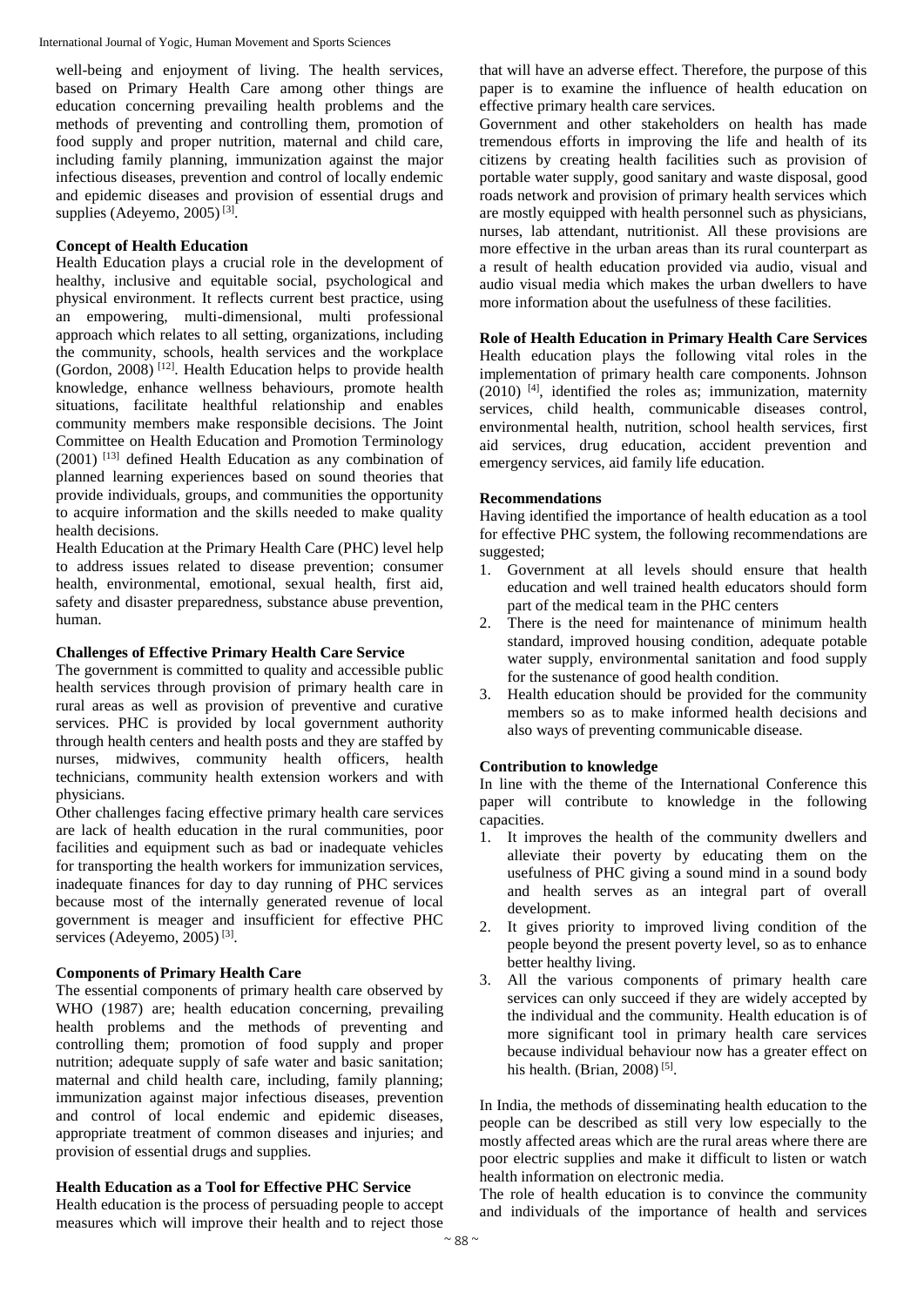well-being and enjoyment of living. The health services, based on Primary Health Care among other things are education concerning prevailing health problems and the methods of preventing and controlling them, promotion of food supply and proper nutrition, maternal and child care, including family planning, immunization against the major infectious diseases, prevention and control of locally endemic and epidemic diseases and provision of essential drugs and supplies (Adeyemo, 2005) [3].

**Concept of Health Education**

Health Education plays a crucial role in the development of healthy, inclusive and equitable social, psychological and physical environment. It reflects current best practice, using an empowering, multi-dimensional, multi professional approach which relates to all setting, organizations, including the community, schools, health services and the workplace (Gordon, 2008) [12]. Health Education helps to provide health knowledge, enhance wellness behaviours, promote health situations, facilitate healthful relationship and enables community members make responsible decisions. The Joint Committee on Health Education and Promotion Terminology (2001) [13] defined Health Education as any combination of planned learning experiences based on sound theories that provide individuals, groups, and communities the opportunity to acquire information and the skills needed to make quality health decisions.

Health Education at the Primary Health Care (PHC) level help to address issues related to disease prevention; consumer health, environmental, emotional, sexual health, first aid, safety and disaster preparedness, substance abuse prevention, human.

**Challenges of Effective Primary Health Care Service**

The government is committed to quality and accessible public health services through provision of primary health care in rural areas as well as provision of preventive and curative services. PHC is provided by local government authority through health centers and health posts and they are staffed by nurses, midwives, community health officers, health technicians, community health extension workers and with physicians.

Other challenges facing effective primary health care services are lack of health education in the rural communities, poor facilities and equipment such as bad or inadequate vehicles for transporting the health workers for immunization services, inadequate finances for day to day running of PHC services because most of the internally generated revenue of local government is meager and insufficient for effective PHC services (Adeyemo, 2005) [3].

**Components of Primary Health Care**

The essential components of primary health care observed by WHO (1987) are; health education concerning, prevailing health problems and the methods of preventing and controlling them; promotion of food supply and proper nutrition; adequate supply of safe water and basic sanitation; maternal and child health care, including, family planning; immunization against major infectious diseases, prevention and control of local endemic and epidemic diseases, appropriate treatment of common diseases and injuries; and provision of essential drugs and supplies.

**Health Education as a Tool for Effective PHC Service**

Health education is the process of persuading people to accept measures which will improve their health and to reject those that will have an adverse effect. Therefore, the purpose of this paper is to examine the influence of health education on effective primary health care services.

Government and other stakeholders on health has made tremendous efforts in improving the life and health of its citizens by creating health facilities such as provision of portable water supply, good sanitary and waste disposal, good roads network and provision of primary health services which are mostly equipped with health personnel such as physicians, nurses, lab attendant, nutritionist. All these provisions are more effective in the urban areas than its rural counterpart as a result of health education provided via audio, visual and audio visual media which makes the urban dwellers to have more information about the usefulness of these facilities.

**Role of Health Education in Primary Health Care Services**

Health education plays the following vital roles in the implementation of primary health care components. Johnson (2010) [4], identified the roles as; immunization, maternity services, child health, communicable diseases control, environmental health, nutrition, school health services, first aid services, drug education, accident prevention and emergency services, aid family life education.

**Recommendations**

Having identified the importance of health education as a tool for effective PHC system, the following recommendations are suggested;

1. Government at all levels should ensure that health education and well trained health educators should form part of the medical team in the PHC centers
2. There is the need for maintenance of minimum health standard, improved housing condition, adequate potable water supply, environmental sanitation and food supply for the sustenance of good health condition.
3. Health education should be provided for the community members so as to make informed health decisions and also ways of preventing communicable disease.

**Contribution to knowledge**

In line with the theme of the International Conference this paper will contribute to knowledge in the following capacities.

1. It improves the health of the community dwellers and alleviate their poverty by educating them on the usefulness of PHC giving a sound mind in a sound body and health serves as an integral part of overall development.
2. It gives priority to improved living condition of the people beyond the present poverty level, so as to enhance better healthy living.
3. All the various components of primary health care services can only succeed if they are widely accepted by the individual and the community. Health education is of more significant tool in primary health care services because individual behaviour now has a greater effect on his health. (Brian, 2008) [5].

In India, the methods of disseminating health education to the people can be described as still very low especially to the mostly affected areas which are the rural areas where there are poor electric supplies and make it difficult to listen or watch health information on electronic media.

The role of health education is to convince the community and individuals of the importance of health and services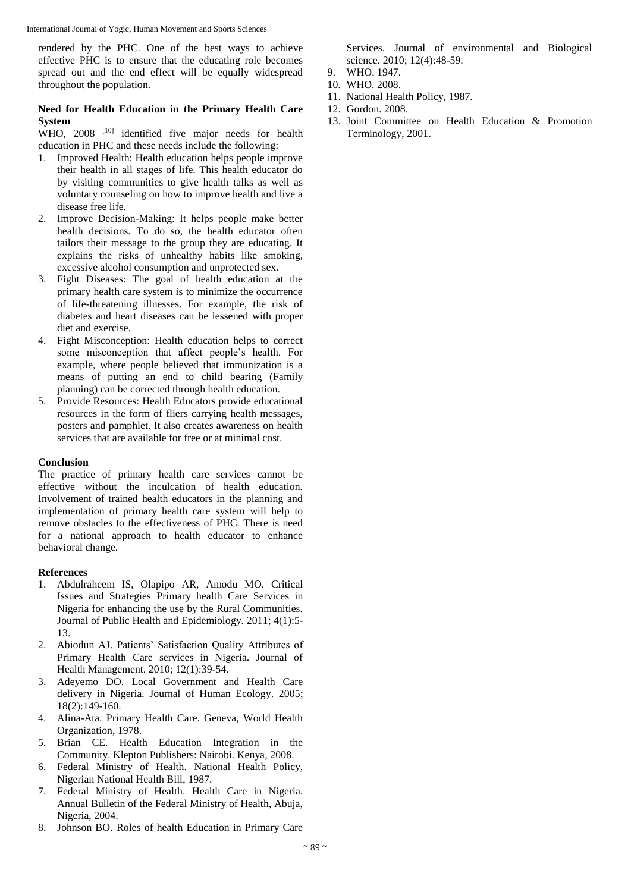rendered by the PHC. One of the best ways to achieve effective PHC is to ensure that the educating role becomes spread out and the end effect will be equally widespread throughout the population.

### Need for Health Education in the Primary Health Care System

WHO, 2008 [10] identified five major needs for health education in PHC and these needs include the following:

1. Improved Health: Health education helps people improve their health in all stages of life. This health educator do by visiting communities to give health talks as well as voluntary counseling on how to improve health and live a disease free life.
2. Improve Decision-Making: It helps people make better health decisions. To do so, the health educator often tailors their message to the group they are educating. It explains the risks of unhealthy habits like smoking, excessive alcohol consumption and unprotected sex.
3. Fight Diseases: The goal of health education at the primary health care system is to minimize the occurrence of life-threatening illnesses. For example, the risk of diabetes and heart diseases can be lessened with proper diet and exercise.
4. Fight Misconception: Health education helps to correct some misconception that affect people's health. For example, where people believed that immunization is a means of putting an end to child bearing (Family planning) can be corrected through health education.
5. Provide Resources: Health Educators provide educational resources in the form of fliers carrying health messages, posters and pamphlet. It also creates awareness on health services that are available for free or at minimal cost.

### Conclusion

The practice of primary health care services cannot be effective without the inculcation of health education. Involvement of trained health educators in the planning and implementation of primary health care system will help to remove obstacles to the effectiveness of PHC. There is need for a national approach to health educator to enhance behavioral change.

### References

1. Abdulraheem IS, Olapipo AR, Amodu MO. Critical Issues and Strategies Primary health Care Services in Nigeria for enhancing the use by the Rural Communities. Journal of Public Health and Epidemiology. 2011; 4(1):5-13.
2. Abiodun AJ. Patients' Satisfaction Quality Attributes of Primary Health Care services in Nigeria. Journal of Health Management. 2010; 12(1):39-54.
3. Adeyemo DO. Local Government and Health Care delivery in Nigeria. Journal of Human Ecology. 2005; 18(2):149-160.
4. Alina-Ata. Primary Health Care. Geneva, World Health Organization, 1978.
5. Brian CE. Health Education Integration in the Community. Klepton Publishers: Nairobi. Kenya, 2008.
6. Federal Ministry of Health. National Health Policy, Nigerian National Health Bill, 1987.
7. Federal Ministry of Health. Health Care in Nigeria. Annual Bulletin of the Federal Ministry of Health, Abuja, Nigeria, 2004.
8. Johnson BO. Roles of health Education in Primary Care Services. Journal of environmental and Biological science. 2010; 12(4):48-59.
9. WHO. 1947.
10. WHO. 2008.
11. National Health Policy, 1987.
12. Gordon. 2008.
13. Joint Committee on Health Education & Promotion Terminology, 2001.